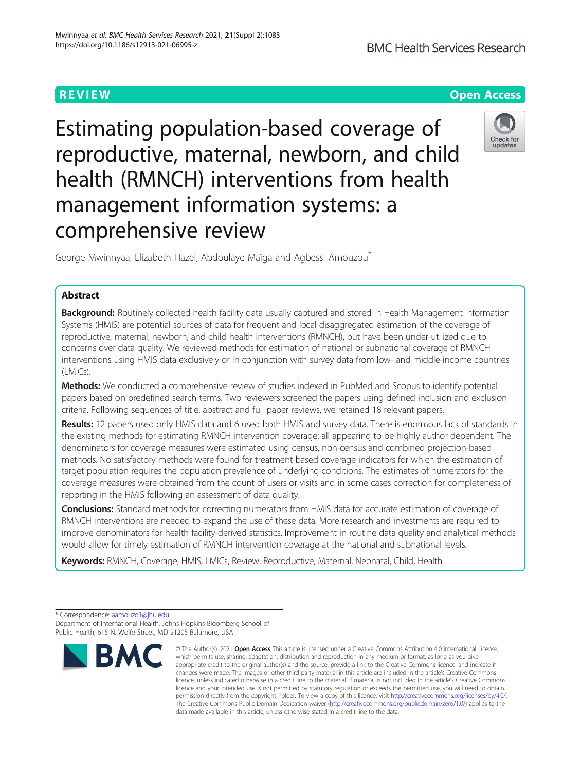REVIEW

Open Access

# Estimating population-based coverage of reproductive, maternal, newborn, and child health (RMNCH) interventions from health management information systems: a comprehensive review

George Mwinnyaa, Elizabeth Hazel, Abdoulaye Maïga and Agbessi Amouzou*

## Abstract

**Background:** Routinely collected health facility data usually captured and stored in Health Management Information Systems (HMIS) are potential sources of data for frequent and local disaggregated estimation of the coverage of reproductive, maternal, newborn, and child health interventions (RMNCH), but have been under-utilized due to concerns over data quality. We reviewed methods for estimation of national or subnational coverage of RMNCH interventions using HMIS data exclusively or in conjunction with survey data from low- and middle-income countries (LMICs).

**Methods:** We conducted a comprehensive review of studies indexed in PubMed and Scopus to identify potential papers based on predefined search terms. Two reviewers screened the papers using defined inclusion and exclusion criteria. Following sequences of title, abstract and full paper reviews, we retained 18 relevant papers.

**Results:** 12 papers used only HMIS data and 6 used both HMIS and survey data. There is enormous lack of standards in the existing methods for estimating RMNCH intervention coverage; all appearing to be highly author dependent. The denominators for coverage measures were estimated using census, non-census and combined projection-based methods. No satisfactory methods were found for treatment-based coverage indicators for which the estimation of target population requires the population prevalence of underlying conditions. The estimates of numerators for the coverage measures were obtained from the count of users or visits and in some cases correction for completeness of reporting in the HMIS following an assessment of data quality.

**Conclusions:** Standard methods for correcting numerators from HMIS data for accurate estimation of coverage of RMNCH interventions are needed to expand the use of these data. More research and investments are required to improve denominators for health facility-derived statistics. Improvement in routine data quality and analytical methods would allow for timely estimation of RMNCH intervention coverage at the national and subnational levels.

**Keywords:** RMNCH, Coverage, HMIS, LMICs, Review, Reproductive, Maternal, Neonatal, Child, Health

---

* Correspondence: aamouzo1@jhu.edu
Department of International Health, Johns Hopkins Bloomberg School of Public Health, 615 N. Wolfe Street, MD 21205 Baltimore, USA

© The Author(s). 2021 **Open Access** This article is licensed under a Creative Commons Attribution 4.0 International License, which permits use, sharing, adaptation, distribution and reproduction in any medium or format, as long as you give appropriate credit to the original author(s) and the source, provide a link to the Creative Commons licence, and indicate if changes were made. The images or other third party material in this article are included in the article's Creative Commons licence, unless indicated otherwise in a credit line to the material. If material is not included in the article's Creative Commons licence and your intended use is not permitted by statutory regulation or exceeds the permitted use, you will need to obtain permission directly from the copyright holder. To view a copy of this licence, visit http://creativecommons.org/licenses/by/4.0/. The Creative Commons Public Domain Dedication waiver (http://creativecommons.org/publicdomain/zero/1.0/) applies to the data made available in this article, unless otherwise stated in a credit line to the data.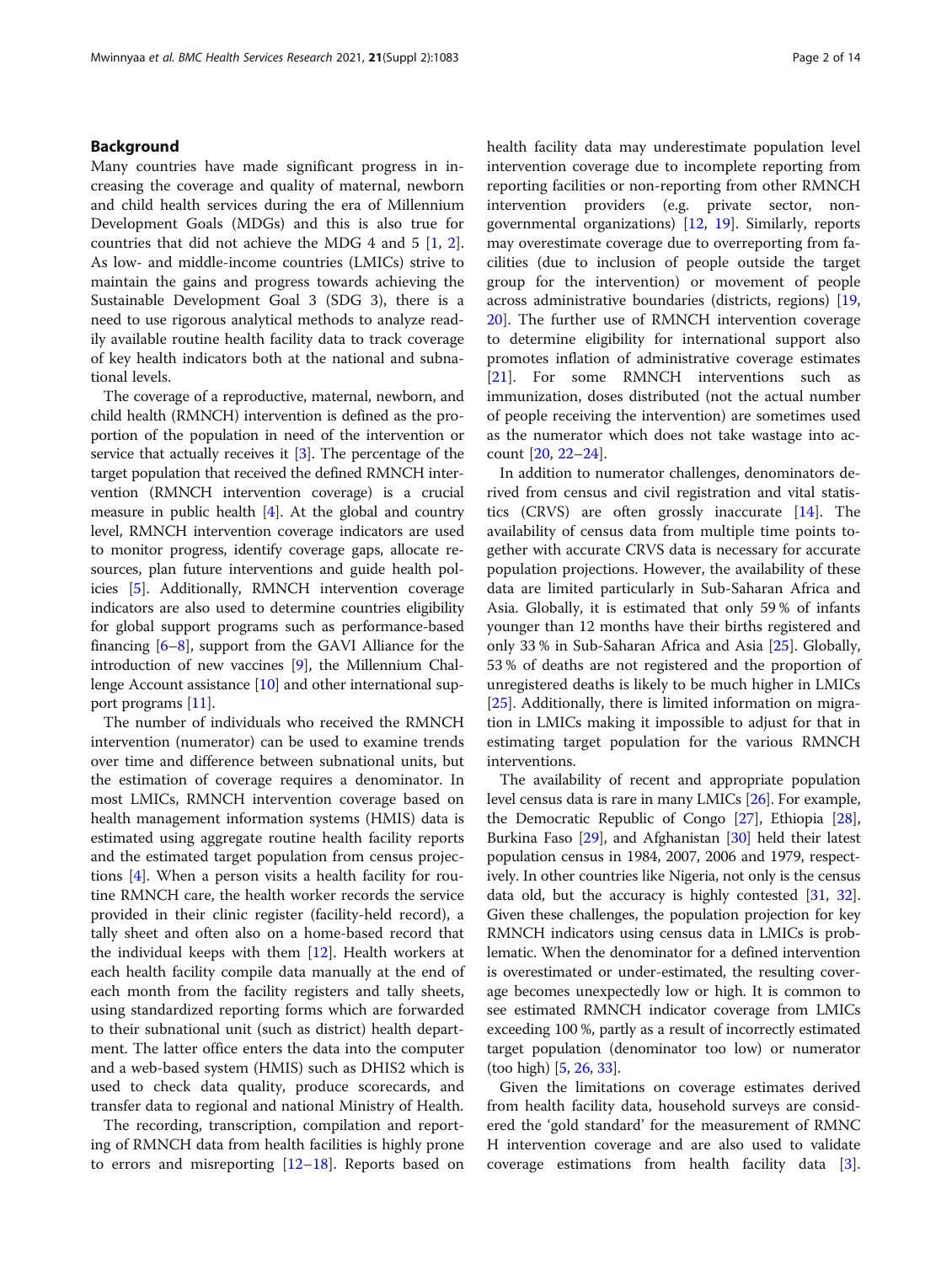## Background

Many countries have made significant progress in increasing the coverage and quality of maternal, newborn and child health services during the era of Millennium Development Goals (MDGs) and this is also true for countries that did not achieve the MDG 4 and 5 [1, 2]. As low- and middle-income countries (LMICs) strive to maintain the gains and progress towards achieving the Sustainable Development Goal 3 (SDG 3), there is a need to use rigorous analytical methods to analyze readily available routine health facility data to track coverage of key health indicators both at the national and subnational levels.

The coverage of a reproductive, maternal, newborn, and child health (RMNCH) intervention is defined as the proportion of the population in need of the intervention or service that actually receives it [3]. The percentage of the target population that received the defined RMNCH intervention (RMNCH intervention coverage) is a crucial measure in public health [4]. At the global and country level, RMNCH intervention coverage indicators are used to monitor progress, identify coverage gaps, allocate resources, plan future interventions and guide health policies [5]. Additionally, RMNCH intervention coverage indicators are also used to determine countries eligibility for global support programs such as performance-based financing [6–8], support from the GAVI Alliance for the introduction of new vaccines [9], the Millennium Challenge Account assistance [10] and other international support programs [11].

The number of individuals who received the RMNCH intervention (numerator) can be used to examine trends over time and difference between subnational units, but the estimation of coverage requires a denominator. In most LMICs, RMNCH intervention coverage based on health management information systems (HMIS) data is estimated using aggregate routine health facility reports and the estimated target population from census projections [4]. When a person visits a health facility for routine RMNCH care, the health worker records the service provided in their clinic register (facility-held record), a tally sheet and often also on a home-based record that the individual keeps with them [12]. Health workers at each health facility compile data manually at the end of each month from the facility registers and tally sheets, using standardized reporting forms which are forwarded to their subnational unit (such as district) health department. The latter office enters the data into the computer and a web-based system (HMIS) such as DHIS2 which is used to check data quality, produce scorecards, and transfer data to regional and national Ministry of Health.

The recording, transcription, compilation and reporting of RMNCH data from health facilities is highly prone to errors and misreporting [12–18]. Reports based on health facility data may underestimate population level intervention coverage due to incomplete reporting from reporting facilities or non-reporting from other RMNCH intervention providers (e.g. private sector, non-governmental organizations) [12, 19]. Similarly, reports may overestimate coverage due to overreporting from facilities (due to inclusion of people outside the target group for the intervention) or movement of people across administrative boundaries (districts, regions) [19, 20]. The further use of RMNCH intervention coverage to determine eligibility for international support also promotes inflation of administrative coverage estimates [21]. For some RMNCH interventions such as immunization, doses distributed (not the actual number of people receiving the intervention) are sometimes used as the numerator which does not take wastage into account [20, 22–24].

In addition to numerator challenges, denominators derived from census and civil registration and vital statistics (CRVS) are often grossly inaccurate [14]. The availability of census data from multiple time points together with accurate CRVS data is necessary for accurate population projections. However, the availability of these data are limited particularly in Sub-Saharan Africa and Asia. Globally, it is estimated that only 59 % of infants younger than 12 months have their births registered and only 33 % in Sub-Saharan Africa and Asia [25]. Globally, 53 % of deaths are not registered and the proportion of unregistered deaths is likely to be much higher in LMICs [25]. Additionally, there is limited information on migration in LMICs making it impossible to adjust for that in estimating target population for the various RMNCH interventions.

The availability of recent and appropriate population level census data is rare in many LMICs [26]. For example, the Democratic Republic of Congo [27], Ethiopia [28], Burkina Faso [29], and Afghanistan [30] held their latest population census in 1984, 2007, 2006 and 1979, respectively. In other countries like Nigeria, not only is the census data old, but the accuracy is highly contested [31, 32]. Given these challenges, the population projection for key RMNCH indicators using census data in LMICs is problematic. When the denominator for a defined intervention is overestimated or under-estimated, the resulting coverage becomes unexpectedly low or high. It is common to see estimated RMNCH indicator coverage from LMICs exceeding 100 %, partly as a result of incorrectly estimated target population (denominator too low) or numerator (too high) [5, 26, 33].

Given the limitations on coverage estimates derived from health facility data, household surveys are considered the 'gold standard' for the measurement of RMNCH intervention coverage and are also used to validate coverage estimations from health facility data [3].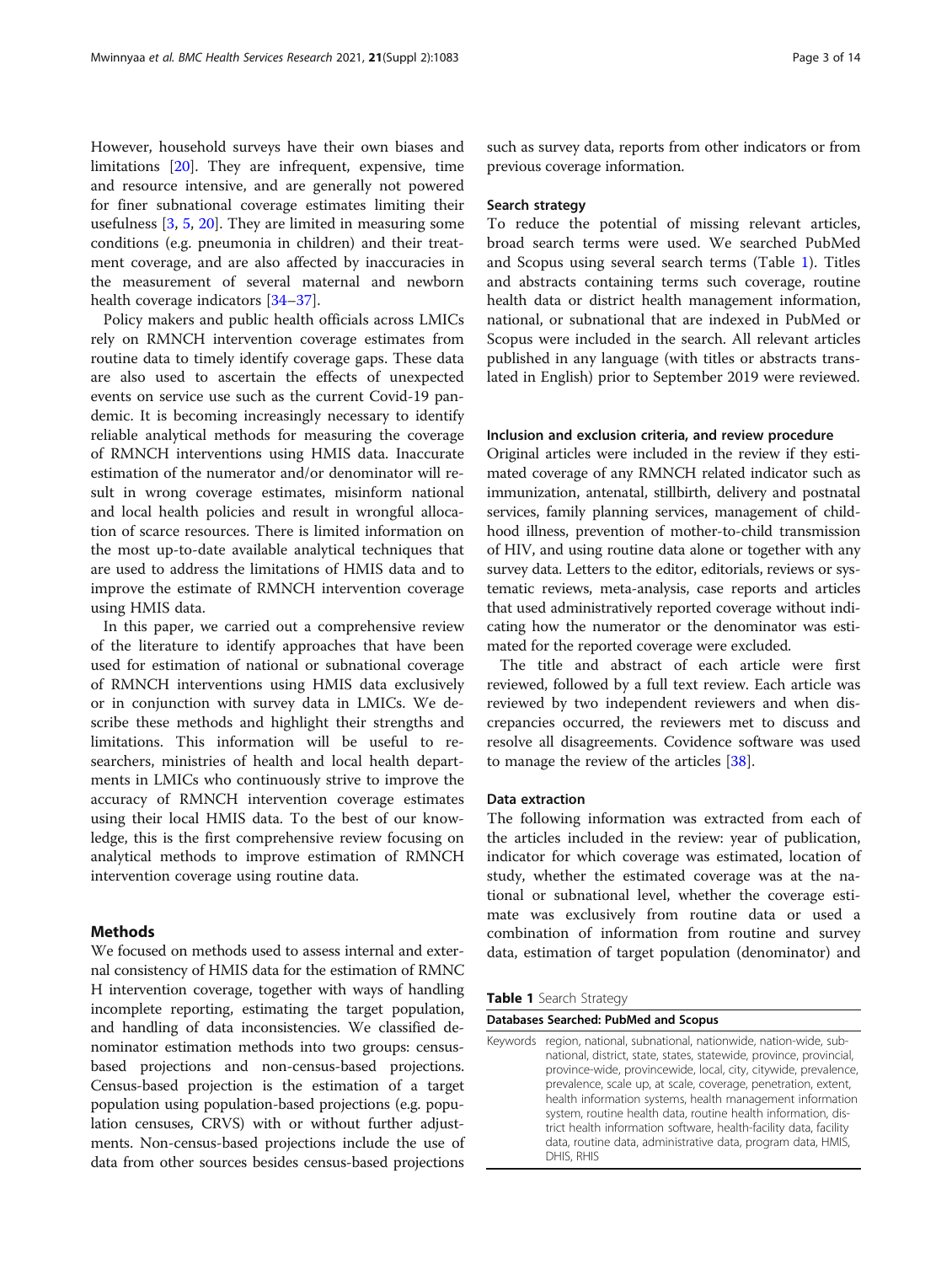However, household surveys have their own biases and limitations [20]. They are infrequent, expensive, time and resource intensive, and are generally not powered for finer subnational coverage estimates limiting their usefulness [3, 5, 20]. They are limited in measuring some conditions (e.g. pneumonia in children) and their treatment coverage, and are also affected by inaccuracies in the measurement of several maternal and newborn health coverage indicators [34–37].

Policy makers and public health officials across LMICs rely on RMNCH intervention coverage estimates from routine data to timely identify coverage gaps. These data are also used to ascertain the effects of unexpected events on service use such as the current Covid-19 pandemic. It is becoming increasingly necessary to identify reliable analytical methods for measuring the coverage of RMNCH interventions using HMIS data. Inaccurate estimation of the numerator and/or denominator will result in wrong coverage estimates, misinform national and local health policies and result in wrongful allocation of scarce resources. There is limited information on the most up-to-date available analytical techniques that are used to address the limitations of HMIS data and to improve the estimate of RMNCH intervention coverage using HMIS data.

In this paper, we carried out a comprehensive review of the literature to identify approaches that have been used for estimation of national or subnational coverage of RMNCH interventions using HMIS data exclusively or in conjunction with survey data in LMICs. We describe these methods and highlight their strengths and limitations. This information will be useful to researchers, ministries of health and local health departments in LMICs who continuously strive to improve the accuracy of RMNCH intervention coverage estimates using their local HMIS data. To the best of our knowledge, this is the first comprehensive review focusing on analytical methods to improve estimation of RMNCH intervention coverage using routine data.

## Methods

We focused on methods used to assess internal and external consistency of HMIS data for the estimation of RMNCH intervention coverage, together with ways of handling incomplete reporting, estimating the target population, and handling of data inconsistencies. We classified denominator estimation methods into two groups: census-based projections and non-census-based projections. Census-based projection is the estimation of a target population using population-based projections (e.g. population censuses, CRVS) with or without further adjustments. Non-census-based projections include the use of data from other sources besides census-based projections such as survey data, reports from other indicators or from previous coverage information.

### Search strategy

To reduce the potential of missing relevant articles, broad search terms were used. We searched PubMed and Scopus using several search terms (Table 1). Titles and abstracts containing terms such coverage, routine health data or district health management information, national, or subnational that are indexed in PubMed or Scopus were included in the search. All relevant articles published in any language (with titles or abstracts translated in English) prior to September 2019 were reviewed.

### Inclusion and exclusion criteria, and review procedure

Original articles were included in the review if they estimated coverage of any RMNCH related indicator such as immunization, antenatal, stillbirth, delivery and postnatal services, family planning services, management of childhood illness, prevention of mother-to-child transmission of HIV, and using routine data alone or together with any survey data. Letters to the editor, editorials, reviews or systematic reviews, meta-analysis, case reports and articles that used administratively reported coverage without indicating how the numerator or the denominator was estimated for the reported coverage were excluded.

The title and abstract of each article were first reviewed, followed by a full text review. Each article was reviewed by two independent reviewers and when discrepancies occurred, the reviewers met to discuss and resolve all disagreements. Covidence software was used to manage the review of the articles [38].

### Data extraction

The following information was extracted from each of the articles included in the review: year of publication, indicator for which coverage was estimated, location of study, whether the estimated coverage was at the national or subnational level, whether the coverage estimate was exclusively from routine data or used a combination of information from routine and survey data, estimation of target population (denominator) and

**Table 1** Search Strategy

| Databases Searched: PubMed and Scopus | |
|---|---|
| Keywords | region, national, subnational, nationwide, nation-wide, sub-national, district, state, states, statewide, province, provincial, province-wide, provincewide, local, city, citywide, prevalence, prevalence, scale up, at scale, coverage, penetration, extent, health information systems, health management information system, routine health data, routine health information, district health information software, health-facility data, facility data, routine data, administrative data, program data, HMIS, DHIS, RHIS |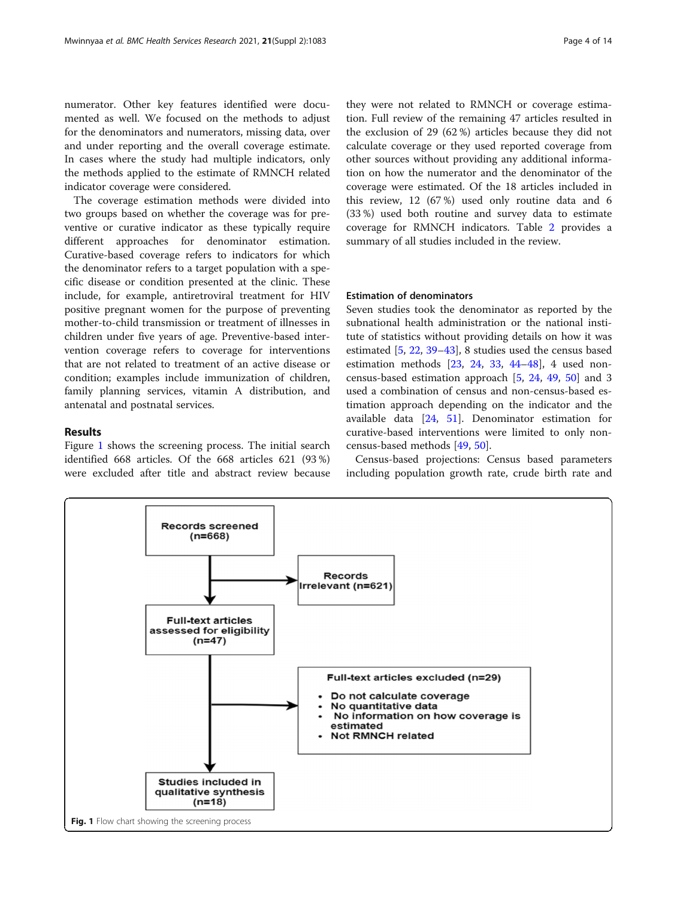numerator. Other key features identified were documented as well. We focused on the methods to adjust for the denominators and numerators, missing data, over and under reporting and the overall coverage estimate. In cases where the study had multiple indicators, only the methods applied to the estimate of RMNCH related indicator coverage were considered.

The coverage estimation methods were divided into two groups based on whether the coverage was for preventive or curative indicator as these typically require different approaches for denominator estimation. Curative-based coverage refers to indicators for which the denominator refers to a target population with a specific disease or condition presented at the clinic. These include, for example, antiretroviral treatment for HIV positive pregnant women for the purpose of preventing mother-to-child transmission or treatment of illnesses in children under five years of age. Preventive-based intervention coverage refers to coverage for interventions that are not related to treatment of an active disease or condition; examples include immunization of children, family planning services, vitamin A distribution, and antenatal and postnatal services.

## Results

Figure 1 shows the screening process. The initial search identified 668 articles. Of the 668 articles 621 (93 %) were excluded after title and abstract review because they were not related to RMNCH or coverage estimation. Full review of the remaining 47 articles resulted in the exclusion of 29 (62 %) articles because they did not calculate coverage or they used reported coverage from other sources without providing any additional information on how the numerator and the denominator of the coverage were estimated. Of the 18 articles included in this review, 12 (67 %) used only routine data and 6 (33 %) used both routine and survey data to estimate coverage for RMNCH indicators. Table 2 provides a summary of all studies included in the review.

### Estimation of denominators

Seven studies took the denominator as reported by the subnational health administration or the national institute of statistics without providing details on how it was estimated [5, 22, 39–43], 8 studies used the census based estimation methods [23, 24, 33, 44–48], 4 used non-census-based estimation approach [5, 24, 49, 50] and 3 used a combination of census and non-census-based estimation approach depending on the indicator and the available data [24, 51]. Denominator estimation for curative-based interventions were limited to only non-census-based methods [49, 50].

Census-based projections: Census based parameters including population growth rate, crude birth rate and

Records screened (n=668)

Records Irrelevant (n=621)

Full-text articles assessed for eligibility (n=47)

Full-text articles excluded (n=29)

- Do not calculate coverage
- No quantitative data
- No information on how coverage is estimated
- Not RMNCH related

Studies included in qualitative synthesis (n=18)

**Fig. 1** Flow chart showing the screening process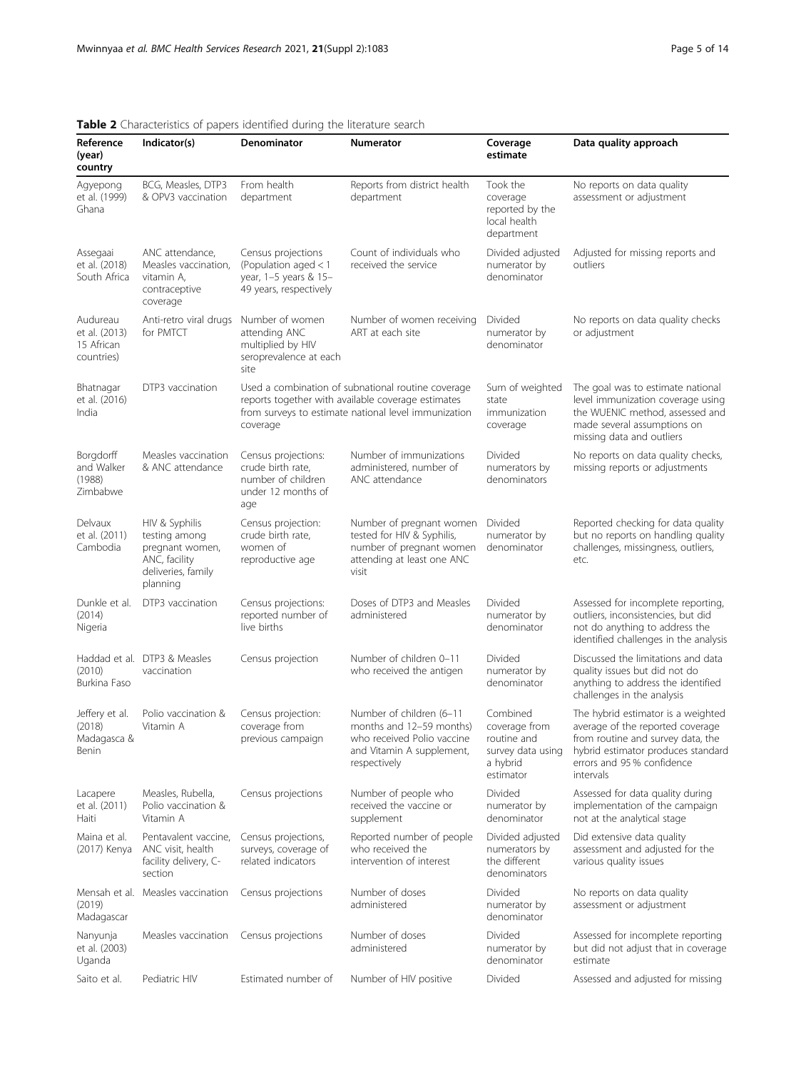**Table 2** Characteristics of papers identified during the literature search

| Reference (year) country | Indicator(s) | Denominator | Numerator | Coverage estimate | Data quality approach |
|---|---|---|---|---|---|
| Agyepong et al. (1999) Ghana | BCG, Measles, DTP3 & OPV3 vaccination | From health department | Reports from district health department | Took the coverage reported by the local health department | No reports on data quality assessment or adjustment |
| Assegaai et al. (2018) South Africa | ANC attendance, Measles vaccination, vitamin A, contraceptive coverage | Census projections (Population aged < 1 year, 1–5 years & 15–49 years, respectively | Count of individuals who received the service | Divided adjusted numerator by denominator | Adjusted for missing reports and outliers |
| Audureau et al. (2013) 15 African countries) | Anti-retro viral drugs for PMTCT | Number of women attending ANC multiplied by HIV seroprevalence at each site | Number of women receiving ART at each site | Divided numerator by denominator | No reports on data quality checks or adjustment |
| Bhatnagar et al. (2016) India | DTP3 vaccination | Used a combination of subnational routine coverage reports together with available coverage estimates from surveys to estimate national level immunization coverage | | Sum of weighted state immunization coverage | The goal was to estimate national level immunization coverage using the WUENIC method, assessed and made several assumptions on missing data and outliers |
| Borgdorff and Walker (1988) Zimbabwe | Measles vaccination & ANC attendance | Census projections: crude birth rate, number of children under 12 months of age | Number of immunizations administered, number of ANC attendance | Divided numerators by denominators | No reports on data quality checks, missing reports or adjustments |
| Delvaux et al. (2011) Cambodia | HIV & Syphilis testing among pregnant women, ANC, facility deliveries, family planning | Census projection: crude birth rate, women of reproductive age | Number of pregnant women tested for HIV & Syphilis, number of pregnant women attending at least one ANC visit | Divided numerator by denominator | Reported checking for data quality but no reports on handling quality challenges, missingness, outliers, etc. |
| Dunkle et al. (2014) Nigeria | DTP3 vaccination | Census projections: reported number of live births | Doses of DTP3 and Measles administered | Divided numerator by denominator | Assessed for incomplete reporting, outliers, inconsistencies, but did not do anything to address the identified challenges in the analysis |
| Haddad et al. (2010) Burkina Faso | DTP3 & Measles vaccination | Census projection | Number of children 0–11 who received the antigen | Divided numerator by denominator | Discussed the limitations and data quality issues but did not do anything to address the identified challenges in the analysis |
| Jeffery et al. (2018) Madagasca & Benin | Polio vaccination & Vitamin A | Census projection: coverage from previous campaign | Number of children (6–11 months and 12–59 months) who received Polio vaccine and Vitamin A supplement, respectively | Combined coverage from routine and survey data using a hybrid estimator | The hybrid estimator is a weighted average of the reported coverage from routine and survey data, the hybrid estimator produces standard errors and 95 % confidence intervals |
| Lacapere et al. (2011) Haiti | Measles, Rubella, Polio vaccination & Vitamin A | Census projections | Number of people who received the vaccine or supplement | Divided numerator by denominator | Assessed for data quality during implementation of the campaign not at the analytical stage |
| Maina et al. (2017) Kenya | Pentavalent vaccine, ANC visit, health facility delivery, C-section | Census projections, surveys, coverage of related indicators | Reported number of people who received the intervention of interest | Divided adjusted numerators by the different denominators | Did extensive data quality assessment and adjusted for the various quality issues |
| Mensah et al. (2019) Madagascar | Measles vaccination | Census projections | Number of doses administered | Divided numerator by denominator | No reports on data quality assessment or adjustment |
| Nanyunja et al. (2003) Uganda | Measles vaccination | Census projections | Number of doses administered | Divided numerator by denominator | Assessed for incomplete reporting but did not adjust that in coverage estimate |
| Saito et al. | Pediatric HIV | Estimated number of | Number of HIV positive | Divided | Assessed and adjusted for missing |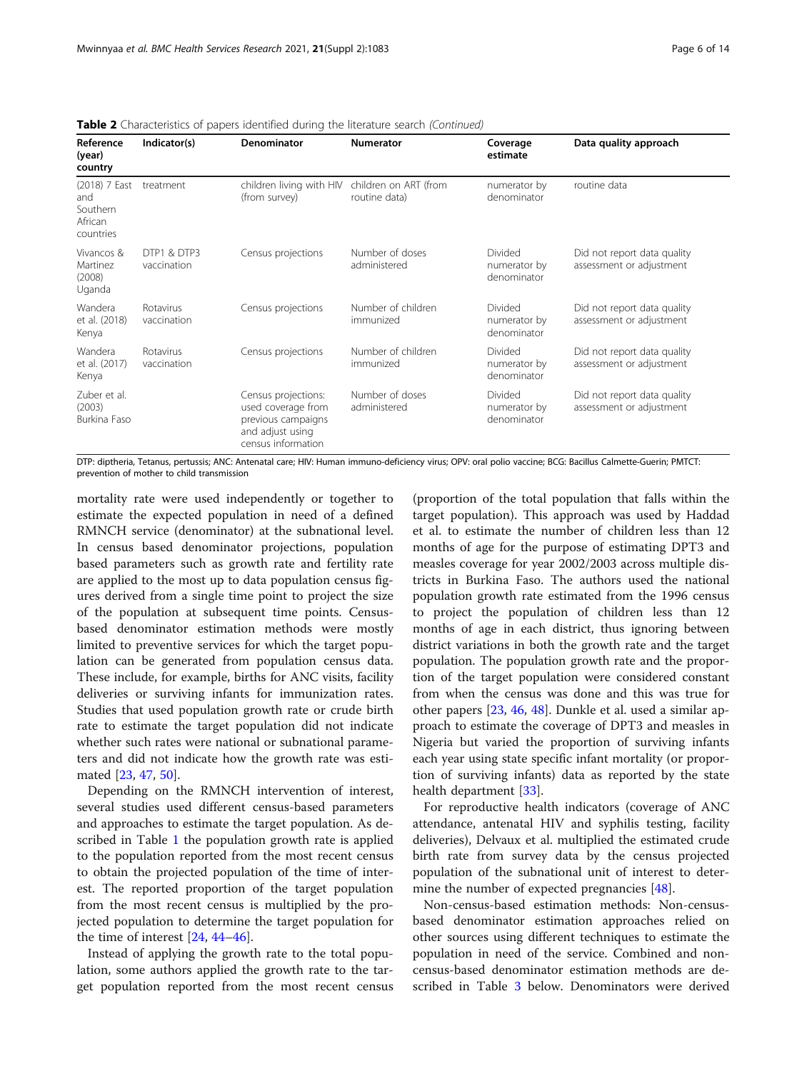**Table 2** Characteristics of papers identified during the literature search *(Continued)*

| Reference (year) country | Indicator(s) | Denominator | Numerator | Coverage estimate | Data quality approach |
|---|---|---|---|---|---|
| (2018) 7 East and Southern African countries | treatment | children living with HIV (from survey) | children on ART (from routine data) | numerator by denominator | routine data |
| Vivancos & Martinez (2008) Uganda | DTP1 & DTP3 vaccination | Census projections | Number of doses administered | Divided numerator by denominator | Did not report data quality assessment or adjustment |
| Wandera et al. (2018) Kenya | Rotavirus vaccination | Census projections | Number of children immunized | Divided numerator by denominator | Did not report data quality assessment or adjustment |
| Wandera et al. (2017) Kenya | Rotavirus vaccination | Census projections | Number of children immunized | Divided numerator by denominator | Did not report data quality assessment or adjustment |
| Zuber et al. (2003) Burkina Faso | | Census projections: used coverage from previous campaigns and adjust using census information | Number of doses administered | Divided numerator by denominator | Did not report data quality assessment or adjustment |

DTP: diptheria, Tetanus, pertussis; ANC: Antenatal care; HIV: Human immuno-deficiency virus; OPV: oral polio vaccine; BCG: Bacillus Calmette-Guerin; PMTCT: prevention of mother to child transmission

mortality rate were used independently or together to estimate the expected population in need of a defined RMNCH service (denominator) at the subnational level. In census based denominator projections, population based parameters such as growth rate and fertility rate are applied to the most up to data population census figures derived from a single time point to project the size of the population at subsequent time points. Census-based denominator estimation methods were mostly limited to preventive services for which the target population can be generated from population census data. These include, for example, births for ANC visits, facility deliveries or surviving infants for immunization rates. Studies that used population growth rate or crude birth rate to estimate the target population did not indicate whether such rates were national or subnational parameters and did not indicate how the growth rate was estimated [23, 47, 50].

Depending on the RMNCH intervention of interest, several studies used different census-based parameters and approaches to estimate the target population. As described in Table 1 the population growth rate is applied to the population reported from the most recent census to obtain the projected population of the time of interest. The reported proportion of the target population from the most recent census is multiplied by the projected population to determine the target population for the time of interest [24, 44–46].

Instead of applying the growth rate to the total population, some authors applied the growth rate to the target population reported from the most recent census (proportion of the total population that falls within the target population). This approach was used by Haddad et al. to estimate the number of children less than 12 months of age for the purpose of estimating DPT3 and measles coverage for year 2002/2003 across multiple districts in Burkina Faso. The authors used the national population growth rate estimated from the 1996 census to project the population of children less than 12 months of age in each district, thus ignoring between district variations in both the growth rate and the target population. The population growth rate and the proportion of the target population were considered constant from when the census was done and this was true for other papers [23, 46, 48]. Dunkle et al. used a similar approach to estimate the coverage of DPT3 and measles in Nigeria but varied the proportion of surviving infants each year using state specific infant mortality (or proportion of surviving infants) data as reported by the state health department [33].

For reproductive health indicators (coverage of ANC attendance, antenatal HIV and syphilis testing, facility deliveries), Delvaux et al. multiplied the estimated crude birth rate from survey data by the census projected population of the subnational unit of interest to determine the number of expected pregnancies [48].

Non-census-based estimation methods: Non-census-based denominator estimation approaches relied on other sources using different techniques to estimate the population in need of the service. Combined and non-census-based denominator estimation methods are described in Table 3 below. Denominators were derived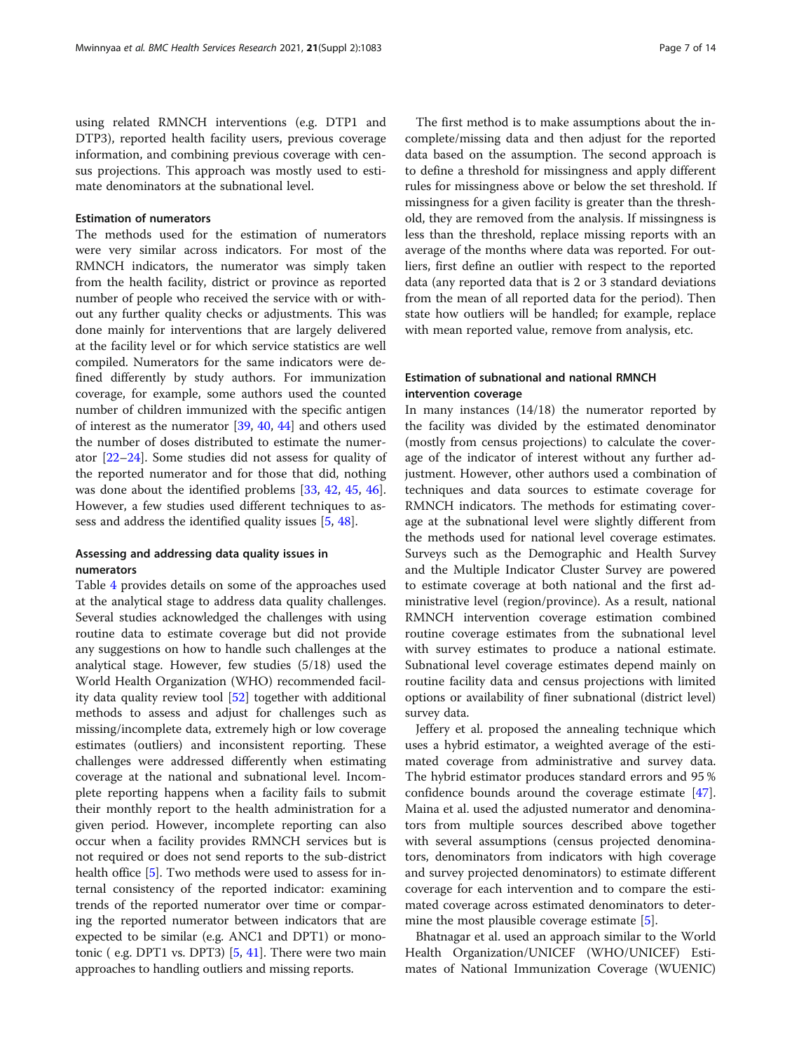using related RMNCH interventions (e.g. DTP1 and DTP3), reported health facility users, previous coverage information, and combining previous coverage with census projections. This approach was mostly used to estimate denominators at the subnational level.

### Estimation of numerators

The methods used for the estimation of numerators were very similar across indicators. For most of the RMNCH indicators, the numerator was simply taken from the health facility, district or province as reported number of people who received the service with or without any further quality checks or adjustments. This was done mainly for interventions that are largely delivered at the facility level or for which service statistics are well compiled. Numerators for the same indicators were defined differently by study authors. For immunization coverage, for example, some authors used the counted number of children immunized with the specific antigen of interest as the numerator [39, 40, 44] and others used the number of doses distributed to estimate the numerator [22–24]. Some studies did not assess for quality of the reported numerator and for those that did, nothing was done about the identified problems [33, 42, 45, 46]. However, a few studies used different techniques to assess and address the identified quality issues [5, 48].

### Assessing and addressing data quality issues in numerators

Table 4 provides details on some of the approaches used at the analytical stage to address data quality challenges. Several studies acknowledged the challenges with using routine data to estimate coverage but did not provide any suggestions on how to handle such challenges at the analytical stage. However, few studies (5/18) used the World Health Organization (WHO) recommended facility data quality review tool [52] together with additional methods to assess and adjust for challenges such as missing/incomplete data, extremely high or low coverage estimates (outliers) and inconsistent reporting. These challenges were addressed differently when estimating coverage at the national and subnational level. Incomplete reporting happens when a facility fails to submit their monthly report to the health administration for a given period. However, incomplete reporting can also occur when a facility provides RMNCH services but is not required or does not send reports to the sub-district health office [5]. Two methods were used to assess for internal consistency of the reported numerator: examining trends of the reported numerator over time or comparing the reported numerator between indicators that are expected to be similar (e.g. ANC1 and DPT1) or monotonic ( e.g. DPT1 vs. DPT3) [5, 41]. There were two main approaches to handling outliers and missing reports.

The first method is to make assumptions about the incomplete/missing data and then adjust for the reported data based on the assumption. The second approach is to define a threshold for missingness and apply different rules for missingness above or below the set threshold. If missingness for a given facility is greater than the threshold, they are removed from the analysis. If missingness is less than the threshold, replace missing reports with an average of the months where data was reported. For outliers, first define an outlier with respect to the reported data (any reported data that is 2 or 3 standard deviations from the mean of all reported data for the period). Then state how outliers will be handled; for example, replace with mean reported value, remove from analysis, etc.

### Estimation of subnational and national RMNCH intervention coverage

In many instances (14/18) the numerator reported by the facility was divided by the estimated denominator (mostly from census projections) to calculate the coverage of the indicator of interest without any further adjustment. However, other authors used a combination of techniques and data sources to estimate coverage for RMNCH indicators. The methods for estimating coverage at the subnational level were slightly different from the methods used for national level coverage estimates. Surveys such as the Demographic and Health Survey and the Multiple Indicator Cluster Survey are powered to estimate coverage at both national and the first administrative level (region/province). As a result, national RMNCH intervention coverage estimation combined routine coverage estimates from the subnational level with survey estimates to produce a national estimate. Subnational level coverage estimates depend mainly on routine facility data and census projections with limited options or availability of finer subnational (district level) survey data.

Jeffery et al. proposed the annealing technique which uses a hybrid estimator, a weighted average of the estimated coverage from administrative and survey data. The hybrid estimator produces standard errors and 95 % confidence bounds around the coverage estimate [47]. Maina et al. used the adjusted numerator and denominators from multiple sources described above together with several assumptions (census projected denominators, denominators from indicators with high coverage and survey projected denominators) to estimate different coverage for each intervention and to compare the estimated coverage across estimated denominators to determine the most plausible coverage estimate [5].

Bhatnagar et al. used an approach similar to the World Health Organization/UNICEF (WHO/UNICEF) Estimates of National Immunization Coverage (WUENIC)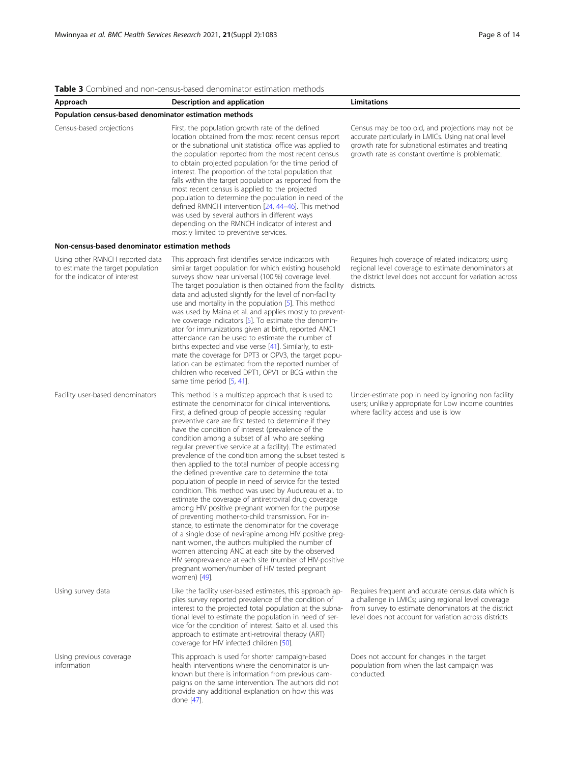**Table 3** Combined and non-census-based denominator estimation methods

| Approach | Description and application | Limitations |
| --- | --- | --- |
| **Population census-based denominator estimation methods** | | |
| Census-based projections | First, the population growth rate of the defined location obtained from the most recent census report or the subnational unit statistical office was applied to the population reported from the most recent census to obtain projected population for the time period of interest. The proportion of the total population that falls within the target population as reported from the most recent census is applied to the projected population to determine the population in need of the defined RMNCH intervention [24, 44–46]. This method was used by several authors in different ways depending on the RMNCH indicator of interest and mostly limited to preventive services. | Census may be too old, and projections may not be accurate particularly in LMICs. Using national level growth rate for subnational estimates and treating growth rate as constant overtime is problematic. |
| **Non-census-based denominator estimation methods** | | |
| Using other RMNCH reported data to estimate the target population for the indicator of interest | This approach first identifies service indicators with similar target population for which existing household surveys show near universal (100 %) coverage level. The target population is then obtained from the facility data and adjusted slightly for the level of non-facility use and mortality in the population [5]. This method was used by Maina et al. and applies mostly to preventive coverage indicators [5]. To estimate the denominator for immunizations given at birth, reported ANC1 attendance can be used to estimate the number of births expected and vise verse [41]. Similarly, to estimate the coverage for DPT3 or OPV3, the target population can be estimated from the reported number of children who received DPT1, OPV1 or BCG within the same time period [5, 41]. | Requires high coverage of related indicators; using regional level coverage to estimate denominators at the district level does not account for variation across districts. |
| Facility user-based denominators | This method is a multistep approach that is used to estimate the denominator for clinical interventions. First, a defined group of people accessing regular preventive care are first tested to determine if they have the condition of interest (prevalence of the condition among a subset of all who are seeking regular preventive service at a facility). The estimated prevalence of the condition among the subset tested is then applied to the total number of people accessing the defined preventive care to determine the total population of people in need of service for the tested condition. This method was used by Audureau et al. to estimate the coverage of antiretroviral drug coverage among HIV positive pregnant women for the purpose of preventing mother-to-child transmission. For instance, to estimate the denominator for the coverage of a single dose of nevirapine among HIV positive pregnant women, the authors multiplied the number of women attending ANC at each site by the observed HIV seroprevalence at each site (number of HIV-positive pregnant women/number of HIV tested pregnant women) [49]. | Under-estimate pop in need by ignoring non facility users; unlikely appropriate for Low income countries where facility access and use is low |
| Using survey data | Like the facility user-based estimates, this approach applies survey reported prevalence of the condition of interest to the projected total population at the subnational level to estimate the population in need of service for the condition of interest. Saito et al. used this approach to estimate anti-retroviral therapy (ART) coverage for HIV infected children [50]. | Requires frequent and accurate census data which is a challenge in LMICs; using regional level coverage from survey to estimate denominators at the district level does not account for variation across districts |
| Using previous coverage information | This approach is used for shorter campaign-based health interventions where the denominator is unknown but there is information from previous campaigns on the same intervention. The authors did not provide any additional explanation on how this was done [47]. | Does not account for changes in the target population from when the last campaign was conducted. |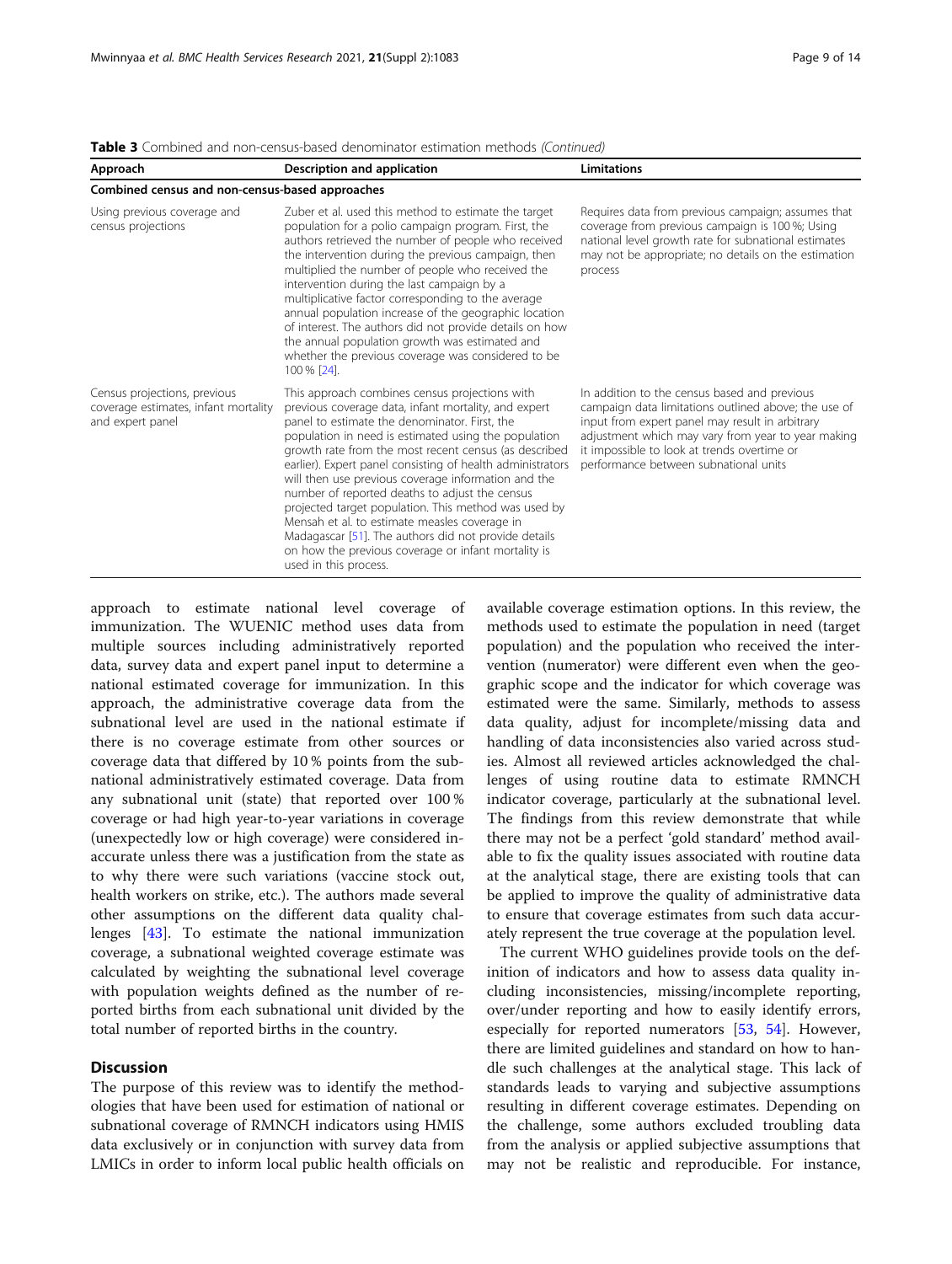**Table 3** Combined and non-census-based denominator estimation methods *(Continued)*

| Approach | Description and application | Limitations |
|---|---|---|
| **Combined census and non-census-based approaches** | | |
| Using previous coverage and census projections | Zuber et al. used this method to estimate the target population for a polio campaign program. First, the authors retrieved the number of people who received the intervention during the previous campaign, then multiplied the number of people who received the intervention during the last campaign by a multiplicative factor corresponding to the average annual population increase of the geographic location of interest. The authors did not provide details on how the annual population growth was estimated and whether the previous coverage was considered to be 100 % [24]. | Requires data from previous campaign; assumes that coverage from previous campaign is 100 %; Using national level growth rate for subnational estimates may not be appropriate; no details on the estimation process |
| Census projections, previous coverage estimates, infant mortality and expert panel | This approach combines census projections with previous coverage data, infant mortality, and expert panel to estimate the denominator. First, the population in need is estimated using the population growth rate from the most recent census (as described earlier). Expert panel consisting of health administrators will then use previous coverage information and the number of reported deaths to adjust the census projected target population. This method was used by Mensah et al. to estimate measles coverage in Madagascar [51]. The authors did not provide details on how the previous coverage or infant mortality is used in this process. | In addition to the census based and previous campaign data limitations outlined above; the use of input from expert panel may result in arbitrary adjustment which may vary from year to year making it impossible to look at trends overtime or performance between subnational units |

approach to estimate national level coverage of immunization. The WUENIC method uses data from multiple sources including administratively reported data, survey data and expert panel input to determine a national estimated coverage for immunization. In this approach, the administrative coverage data from the subnational level are used in the national estimate if there is no coverage estimate from other sources or coverage data that differed by 10 % points from the subnational administratively estimated coverage. Data from any subnational unit (state) that reported over 100 % coverage or had high year-to-year variations in coverage (unexpectedly low or high coverage) were considered inaccurate unless there was a justification from the state as to why there were such variations (vaccine stock out, health workers on strike, etc.). The authors made several other assumptions on the different data quality challenges [43]. To estimate the national immunization coverage, a subnational weighted coverage estimate was calculated by weighting the subnational level coverage with population weights defined as the number of reported births from each subnational unit divided by the total number of reported births in the country.

## Discussion

The purpose of this review was to identify the methodologies that have been used for estimation of national or subnational coverage of RMNCH indicators using HMIS data exclusively or in conjunction with survey data from LMICs in order to inform local public health officials on available coverage estimation options. In this review, the methods used to estimate the population in need (target population) and the population who received the intervention (numerator) were different even when the geographic scope and the indicator for which coverage was estimated were the same. Similarly, methods to assess data quality, adjust for incomplete/missing data and handling of data inconsistencies also varied across studies. Almost all reviewed articles acknowledged the challenges of using routine data to estimate RMNCH indicator coverage, particularly at the subnational level. The findings from this review demonstrate that while there may not be a perfect 'gold standard' method available to fix the quality issues associated with routine data at the analytical stage, there are existing tools that can be applied to improve the quality of administrative data to ensure that coverage estimates from such data accurately represent the true coverage at the population level.

The current WHO guidelines provide tools on the definition of indicators and how to assess data quality including inconsistencies, missing/incomplete reporting, over/under reporting and how to easily identify errors, especially for reported numerators [53, 54]. However, there are limited guidelines and standard on how to handle such challenges at the analytical stage. This lack of standards leads to varying and subjective assumptions resulting in different coverage estimates. Depending on the challenge, some authors excluded troubling data from the analysis or applied subjective assumptions that may not be realistic and reproducible. For instance,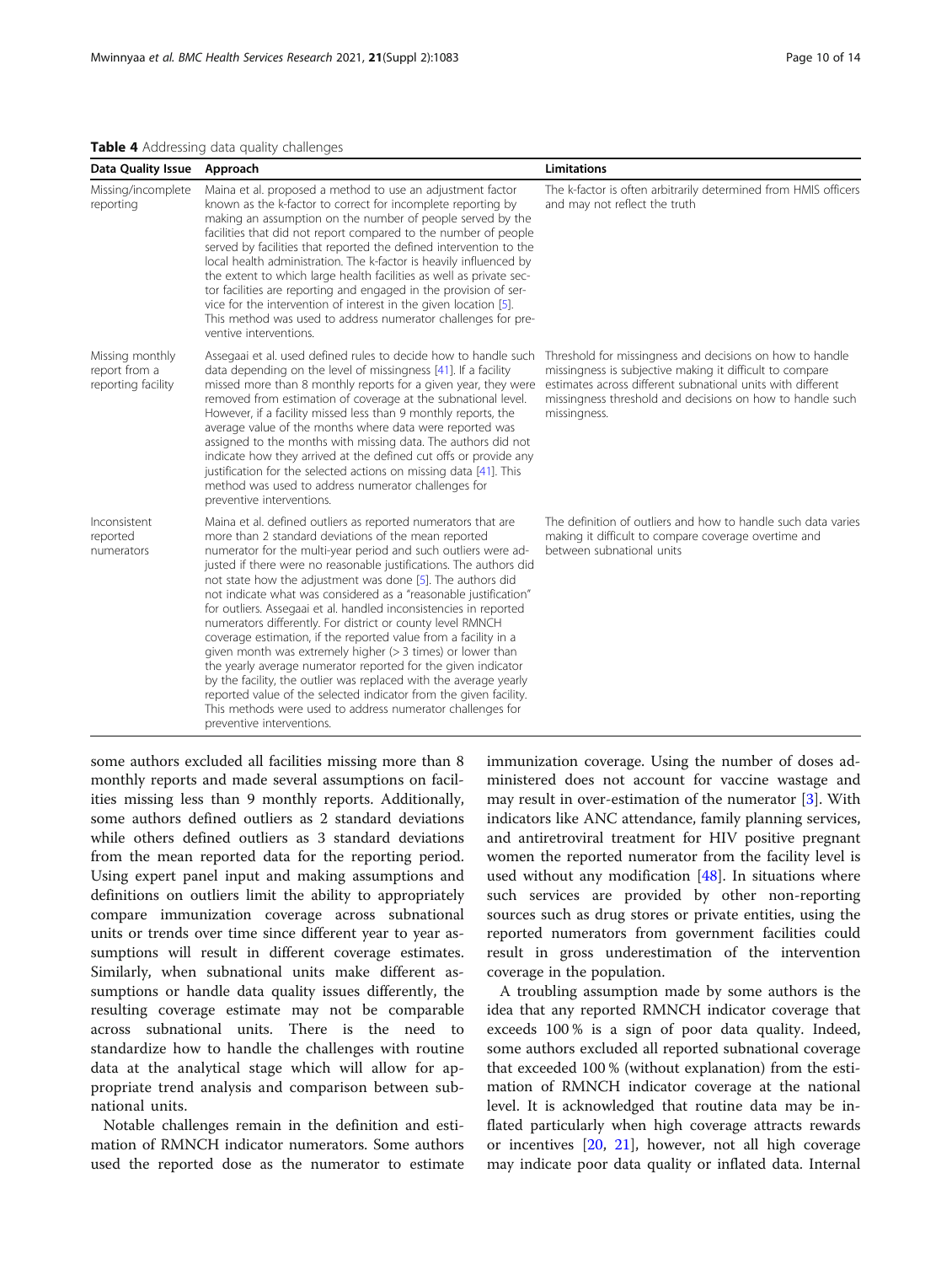**Table 4** Addressing data quality challenges

| Data Quality Issue | Approach | Limitations |
| --- | --- | --- |
| Missing/incomplete reporting | Maina et al. proposed a method to use an adjustment factor known as the k-factor to correct for incomplete reporting by making an assumption on the number of people served by the facilities that did not report compared to the number of people served by facilities that reported the defined intervention to the local health administration. The k-factor is heavily influenced by the extent to which large health facilities as well as private sector facilities are reporting and engaged in the provision of service for the intervention of interest in the given location [5]. This method was used to address numerator challenges for preventive interventions. | The k-factor is often arbitrarily determined from HMIS officers and may not reflect the truth |
| Missing monthly report from a reporting facility | Assegaai et al. used defined rules to decide how to handle such data depending on the level of missingness [41]. If a facility missed more than 8 monthly reports for a given year, they were removed from estimation of coverage at the subnational level. However, if a facility missed less than 9 monthly reports, the average value of the months where data were reported was assigned to the months with missing data. The authors did not indicate how they arrived at the defined cut offs or provide any justification for the selected actions on missing data [41]. This method was used to address numerator challenges for preventive interventions. | Threshold for missingness and decisions on how to handle missingness is subjective making it difficult to compare estimates across different subnational units with different missingness threshold and decisions on how to handle such missingness. |
| Inconsistent reported numerators | Maina et al. defined outliers as reported numerators that are more than 2 standard deviations of the mean reported numerator for the multi-year period and such outliers were adjusted if there were no reasonable justifications. The authors did not state how the adjustment was done [5]. The authors did not indicate what was considered as a "reasonable justification" for outliers. Assegaai et al. handled inconsistencies in reported numerators differently. For district or county level RMNCH coverage estimation, if the reported value from a facility in a given month was extremely higher (> 3 times) or lower than the yearly average numerator reported for the given indicator by the facility, the outlier was replaced with the average yearly reported value of the selected indicator from the given facility. This methods were used to address numerator challenges for preventive interventions. | The definition of outliers and how to handle such data varies making it difficult to compare coverage overtime and between subnational units |

some authors excluded all facilities missing more than 8 monthly reports and made several assumptions on facilities missing less than 9 monthly reports. Additionally, some authors defined outliers as 2 standard deviations while others defined outliers as 3 standard deviations from the mean reported data for the reporting period. Using expert panel input and making assumptions and definitions on outliers limit the ability to appropriately compare immunization coverage across subnational units or trends over time since different year to year assumptions will result in different coverage estimates. Similarly, when subnational units make different assumptions or handle data quality issues differently, the resulting coverage estimate may not be comparable across subnational units. There is the need to standardize how to handle the challenges with routine data at the analytical stage which will allow for appropriate trend analysis and comparison between subnational units.

Notable challenges remain in the definition and estimation of RMNCH indicator numerators. Some authors used the reported dose as the numerator to estimate immunization coverage. Using the number of doses administered does not account for vaccine wastage and may result in over-estimation of the numerator [3]. With indicators like ANC attendance, family planning services, and antiretroviral treatment for HIV positive pregnant women the reported numerator from the facility level is used without any modification [48]. In situations where such services are provided by other non-reporting sources such as drug stores or private entities, using the reported numerators from government facilities could result in gross underestimation of the intervention coverage in the population.

A troubling assumption made by some authors is the idea that any reported RMNCH indicator coverage that exceeds 100 % is a sign of poor data quality. Indeed, some authors excluded all reported subnational coverage that exceeded 100 % (without explanation) from the estimation of RMNCH indicator coverage at the national level. It is acknowledged that routine data may be inflated particularly when high coverage attracts rewards or incentives [20, 21], however, not all high coverage may indicate poor data quality or inflated data. Internal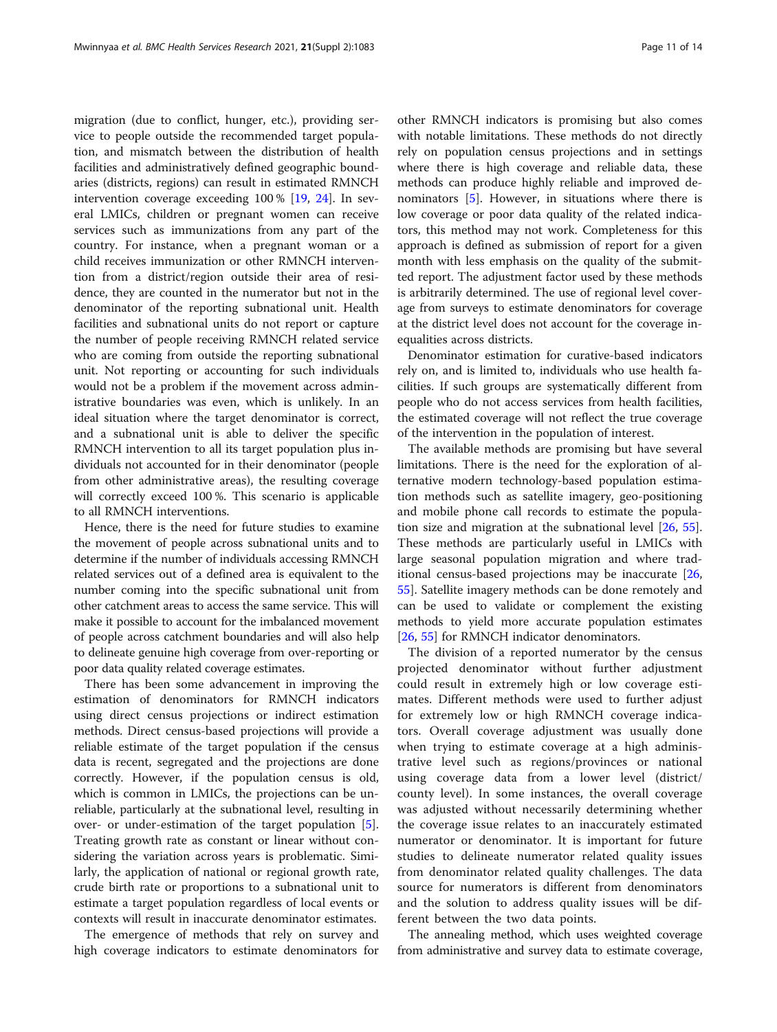migration (due to conflict, hunger, etc.), providing service to people outside the recommended target population, and mismatch between the distribution of health facilities and administratively defined geographic boundaries (districts, regions) can result in estimated RMNCH intervention coverage exceeding 100 % [19, 24]. In several LMICs, children or pregnant women can receive services such as immunizations from any part of the country. For instance, when a pregnant woman or a child receives immunization or other RMNCH intervention from a district/region outside their area of residence, they are counted in the numerator but not in the denominator of the reporting subnational unit. Health facilities and subnational units do not report or capture the number of people receiving RMNCH related service who are coming from outside the reporting subnational unit. Not reporting or accounting for such individuals would not be a problem if the movement across administrative boundaries was even, which is unlikely. In an ideal situation where the target denominator is correct, and a subnational unit is able to deliver the specific RMNCH intervention to all its target population plus individuals not accounted for in their denominator (people from other administrative areas), the resulting coverage will correctly exceed 100 %. This scenario is applicable to all RMNCH interventions.

Hence, there is the need for future studies to examine the movement of people across subnational units and to determine if the number of individuals accessing RMNCH related services out of a defined area is equivalent to the number coming into the specific subnational unit from other catchment areas to access the same service. This will make it possible to account for the imbalanced movement of people across catchment boundaries and will also help to delineate genuine high coverage from over-reporting or poor data quality related coverage estimates.

There has been some advancement in improving the estimation of denominators for RMNCH indicators using direct census projections or indirect estimation methods. Direct census-based projections will provide a reliable estimate of the target population if the census data is recent, segregated and the projections are done correctly. However, if the population census is old, which is common in LMICs, the projections can be unreliable, particularly at the subnational level, resulting in over- or under-estimation of the target population [5]. Treating growth rate as constant or linear without considering the variation across years is problematic. Similarly, the application of national or regional growth rate, crude birth rate or proportions to a subnational unit to estimate a target population regardless of local events or contexts will result in inaccurate denominator estimates.

The emergence of methods that rely on survey and high coverage indicators to estimate denominators for other RMNCH indicators is promising but also comes with notable limitations. These methods do not directly rely on population census projections and in settings where there is high coverage and reliable data, these methods can produce highly reliable and improved denominators [5]. However, in situations where there is low coverage or poor data quality of the related indicators, this method may not work. Completeness for this approach is defined as submission of report for a given month with less emphasis on the quality of the submitted report. The adjustment factor used by these methods is arbitrarily determined. The use of regional level coverage from surveys to estimate denominators for coverage at the district level does not account for the coverage inequalities across districts.

Denominator estimation for curative-based indicators rely on, and is limited to, individuals who use health facilities. If such groups are systematically different from people who do not access services from health facilities, the estimated coverage will not reflect the true coverage of the intervention in the population of interest.

The available methods are promising but have several limitations. There is the need for the exploration of alternative modern technology-based population estimation methods such as satellite imagery, geo-positioning and mobile phone call records to estimate the population size and migration at the subnational level [26, 55]. These methods are particularly useful in LMICs with large seasonal population migration and where traditional census-based projections may be inaccurate [26, 55]. Satellite imagery methods can be done remotely and can be used to validate or complement the existing methods to yield more accurate population estimates [26, 55] for RMNCH indicator denominators.

The division of a reported numerator by the census projected denominator without further adjustment could result in extremely high or low coverage estimates. Different methods were used to further adjust for extremely low or high RMNCH coverage indicators. Overall coverage adjustment was usually done when trying to estimate coverage at a high administrative level such as regions/provinces or national using coverage data from a lower level (district/county level). In some instances, the overall coverage was adjusted without necessarily determining whether the coverage issue relates to an inaccurately estimated numerator or denominator. It is important for future studies to delineate numerator related quality issues from denominator related quality challenges. The data source for numerators is different from denominators and the solution to address quality issues will be different between the two data points.

The annealing method, which uses weighted coverage from administrative and survey data to estimate coverage,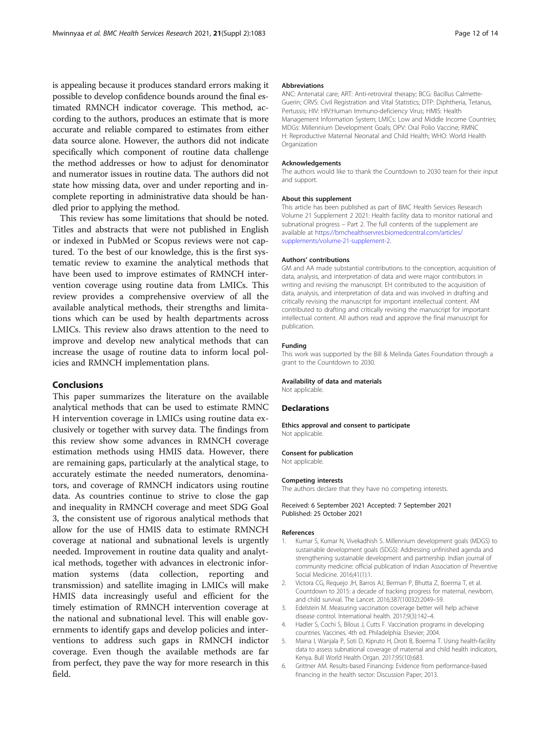is appealing because it produces standard errors making it possible to develop confidence bounds around the final estimated RMNCH indicator coverage. This method, according to the authors, produces an estimate that is more accurate and reliable compared to estimates from either data source alone. However, the authors did not indicate specifically which component of routine data challenge the method addresses or how to adjust for denominator and numerator issues in routine data. The authors did not state how missing data, over and under reporting and incomplete reporting in administrative data should be handled prior to applying the method.

This review has some limitations that should be noted. Titles and abstracts that were not published in English or indexed in PubMed or Scopus reviews were not captured. To the best of our knowledge, this is the first systematic review to examine the analytical methods that have been used to improve estimates of RMNCH intervention coverage using routine data from LMICs. This review provides a comprehensive overview of all the available analytical methods, their strengths and limitations which can be used by health departments across LMICs. This review also draws attention to the need to improve and develop new analytical methods that can increase the usage of routine data to inform local policies and RMNCH implementation plans.

## Conclusions

This paper summarizes the literature on the available analytical methods that can be used to estimate RMNCH intervention coverage in LMICs using routine data exclusively or together with survey data. The findings from this review show some advances in RMNCH coverage estimation methods using HMIS data. However, there are remaining gaps, particularly at the analytical stage, to accurately estimate the needed numerators, denominators, and coverage of RMNCH indicators using routine data. As countries continue to strive to close the gap and inequality in RMNCH coverage and meet SDG Goal 3, the consistent use of rigorous analytical methods that allow for the use of HMIS data to estimate RMNCH coverage at national and subnational levels is urgently needed. Improvement in routine data quality and analytical methods, together with advances in electronic information systems (data collection, reporting and transmission) and satellite imaging in LMICs will make HMIS data increasingly useful and efficient for the timely estimation of RMNCH intervention coverage at the national and subnational level. This will enable governments to identify gaps and develop policies and interventions to address such gaps in RMNCH indictor coverage. Even though the available methods are far from perfect, they pave the way for more research in this field.

#### Abbreviations

ANC: Antenatal care; ART: Anti-retroviral therapy; BCG: Bacillus Calmette-Guerin; CRVS: Civil Registration and Vital Statistics; DTP: Diphtheria, Tetanus, Pertussis; HIV: HIV:Human Immuno-deficiency Virus; HMIS: Health Management Information System; LMICs: Low and Middle Income Countries; MDGs: Millennium Development Goals; OPV: Oral Polio Vaccine; RMNCH: Reproductive Maternal Neonatal and Child Health; WHO: World Health Organization

#### Acknowledgements

The authors would like to thank the Countdown to 2030 team for their input and support.

#### About this supplement

This article has been published as part of BMC Health Services Research Volume 21 Supplement 2 2021: Health facility data to monitor national and subnational progress – Part 2. The full contents of the supplement are available at https://bmchealthservres.biomedcentral.com/articles/supplements/volume-21-supplement-2.

#### Authors' contributions

GM and AA made substantial contributions to the conception, acquisition of data, analysis, and interpretation of data and were major contributors in writing and revising the manuscript. EH contributed to the acquisition of data, analysis, and interpretation of data and was involved in drafting and critically revising the manuscript for important intellectual content. AM contributed to drafting and critically revising the manuscript for important intellectual content. All authors read and approve the final manuscript for publication.

#### Funding

This work was supported by the Bill & Melinda Gates Foundation through a grant to the Countdown to 2030.

#### Availability of data and materials

Not applicable.

### Declarations

#### Ethics approval and consent to participate

Not applicable.

#### Consent for publication

Not applicable.

#### Competing interests

The authors declare that they have no competing interests.

Received: 6 September 2021 Accepted: 7 September 2021
Published: 25 October 2021

#### References

1. Kumar S, Kumar N, Vivekadhish S. Millennium development goals (MDGS) to sustainable development goals (SDGS): Addressing unfinished agenda and strengthening sustainable development and partnership. Indian journal of community medicine: official publication of Indian Association of Preventive Social Medicine. 2016;41(1):1.
2. Victora CG, Requejo JH, Barros AJ, Berman P, Bhutta Z, Boerma T, et al. Countdown to 2015: a decade of tracking progress for maternal, newborn, and child survival. The Lancet. 2016;387(10032):2049–59.
3. Edelstein M. Measuring vaccination coverage better will help achieve disease control. International health. 2017;9(3):142–4.
4. Hadler S, Cochi S, Bilous J, Cutts F. Vaccination programs in developing countries. Vaccines. 4th ed. Philadelphia: Elsevier; 2004.
5. Maina I, Wanjala P, Soti D, Kipruto H, Droti B, Boerma T. Using health-facility data to assess subnational coverage of maternal and child health indicators, Kenya. Bull World Health Organ. 2017;95(10):683.
6. Grittner AM. Results-based Financing: Evidence from performance-based financing in the health sector: Discussion Paper; 2013.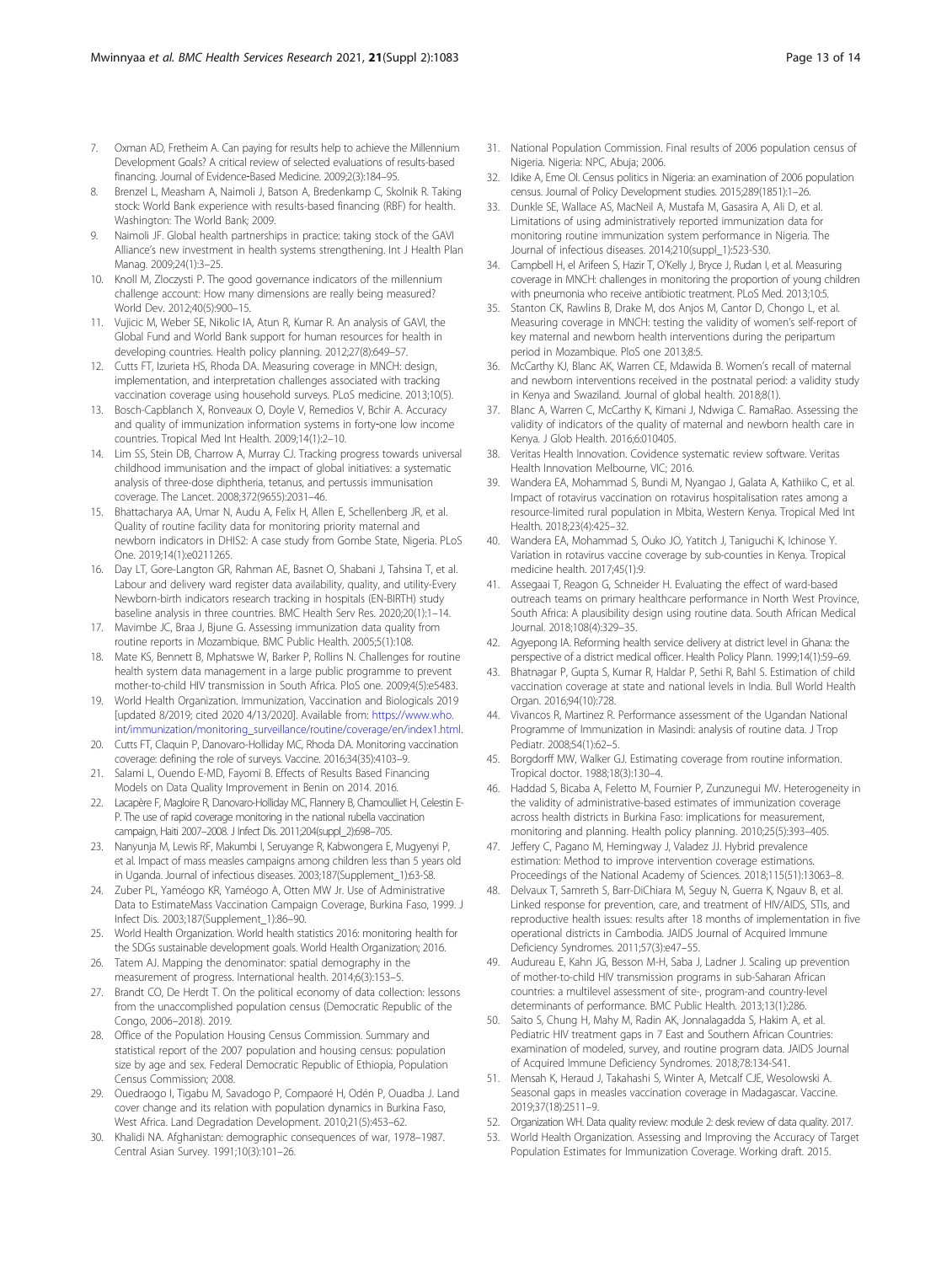7. Oxman AD, Fretheim A. Can paying for results help to achieve the Millennium Development Goals? A critical review of selected evaluations of results-based financing. Journal of Evidence-Based Medicine. 2009;2(3):184–95.
8. Brenzel L, Measham A, Naimoli J, Batson A, Bredenkamp C, Skolnik R. Taking stock: World Bank experience with results-based financing (RBF) for health. Washington: The World Bank; 2009.
9. Naimoli JF. Global health partnerships in practice: taking stock of the GAVI Alliance's new investment in health systems strengthening. Int J Health Plan Manag. 2009;24(1):3–25.
10. Knoll M, Zloczysti P. The good governance indicators of the millennium challenge account: How many dimensions are really being measured? World Dev. 2012;40(5):900–15.
11. Vujicic M, Weber SE, Nikolic IA, Atun R, Kumar R. An analysis of GAVI, the Global Fund and World Bank support for human resources for health in developing countries. Health policy planning. 2012;27(8):649–57.
12. Cutts FT, Izurieta HS, Rhoda DA. Measuring coverage in MNCH: design, implementation, and interpretation challenges associated with tracking vaccination coverage using household surveys. PLoS medicine. 2013;10(5).
13. Bosch-Capblanch X, Ronveaux O, Doyle V, Remedios V, Bchir A. Accuracy and quality of immunization information systems in forty-one low income countries. Tropical Med Int Health. 2009;14(1):2–10.
14. Lim SS, Stein DB, Charrow A, Murray CJ. Tracking progress towards universal childhood immunisation and the impact of global initiatives: a systematic analysis of three-dose diphtheria, tetanus, and pertussis immunisation coverage. The Lancet. 2008;372(9655):2031–46.
15. Bhattacharya AA, Umar N, Audu A, Felix H, Allen E, Schellenberg JR, et al. Quality of routine facility data for monitoring priority maternal and newborn indicators in DHIS2: A case study from Gombe State, Nigeria. PLoS One. 2019;14(1):e0211265.
16. Day LT, Gore-Langton GR, Rahman AE, Basnet O, Shabani J, Tahsina T, et al. Labour and delivery ward register data availability, quality, and utility-Every Newborn-birth indicators research tracking in hospitals (EN-BIRTH) study baseline analysis in three countries. BMC Health Serv Res. 2020;20(1):1–14.
17. Mavimbe JC, Braa J, Bjune G. Assessing immunization data quality from routine reports in Mozambique. BMC Public Health. 2005;5(1):108.
18. Mate KS, Bennett B, Mphatswe W, Barker P, Rollins N. Challenges for routine health system data management in a large public programme to prevent mother-to-child HIV transmission in South Africa. PloS one. 2009;4(5):e5483.
19. World Health Organization. Immunization, Vaccination and Biologicals 2019 [updated 8/2019; cited 2020 4/13/2020]. Available from: https://www.who.int/immunization/monitoring_surveillance/routine/coverage/en/index1.html.
20. Cutts FT, Claquin P, Danovaro-Holliday MC, Rhoda DA. Monitoring vaccination coverage: defining the role of surveys. Vaccine. 2016;34(35):4103–9.
21. Salami L, Ouendo E-MD, Fayomi B. Effects of Results Based Financing Models on Data Quality Improvement in Benin on 2014. 2016.
22. Lacapère F, Magloire R, Danovaro-Holliday MC, Flannery B, Chamouillet H, Celestin E-P. The use of rapid coverage monitoring in the national rubella vaccination campaign, Haiti 2007–2008. J Infect Dis. 2011;204(suppl_2):698–705.
23. Nanyunja M, Lewis RF, Makumbi I, Seruyange R, Kabwongera E, Mugyenyi P, et al. Impact of mass measles campaigns among children less than 5 years old in Uganda. Journal of infectious diseases. 2003;187(Supplement_1):63-S8.
24. Zuber PL, Yaméogo KR, Yaméogo A, Otten MW Jr. Use of Administrative Data to EstimateMass Vaccination Campaign Coverage, Burkina Faso, 1999. J Infect Dis. 2003;187(Supplement_1):86–90.
25. World Health Organization. World health statistics 2016: monitoring health for the SDGs sustainable development goals. World Health Organization; 2016.
26. Tatem AJ. Mapping the denominator: spatial demography in the measurement of progress. International health. 2014;6(3):153–5.
27. Brandt CO, De Herdt T. On the political economy of data collection: lessons from the unaccomplished population census (Democratic Republic of the Congo, 2006–2018). 2019.
28. Office of the Population Housing Census Commission. Summary and statistical report of the 2007 population and housing census: population size by age and sex. Federal Democratic Republic of Ethiopia, Population Census Commission; 2008.
29. Ouedraogo I, Tigabu M, Savadogo P, Compaoré H, Odén P, Ouadba J. Land cover change and its relation with population dynamics in Burkina Faso, West Africa. Land Degradation Development. 2010;21(5):453–62.
30. Khalidi NA. Afghanistan: demographic consequences of war, 1978–1987. Central Asian Survey. 1991;10(3):101–26.
31. National Population Commission. Final results of 2006 population census of Nigeria. Nigeria: NPC, Abuja; 2006.
32. Idike A, Eme OI. Census politics in Nigeria: an examination of 2006 population census. Journal of Policy Development studies. 2015;289(1851):1–26.
33. Dunkle SE, Wallace AS, MacNeil A, Mustafa M, Gasasira A, Ali D, et al. Limitations of using administratively reported immunization data for monitoring routine immunization system performance in Nigeria. The Journal of infectious diseases. 2014;210(suppl_1):523-S30.
34. Campbell H, el Arifeen S, Hazir T, O'Kelly J, Bryce J, Rudan I, et al. Measuring coverage in MNCH: challenges in monitoring the proportion of young children with pneumonia who receive antibiotic treatment. PLoS Med. 2013;10:5.
35. Stanton CK, Rawlins B, Drake M, dos Anjos M, Cantor D, Chongo L, et al. Measuring coverage in MNCH: testing the validity of women's self-report of key maternal and newborn health interventions during the peripartum period in Mozambique. PloS one 2013;8:5.
36. McCarthy KJ, Blanc AK, Warren CE, Mdawida B. Women's recall of maternal and newborn interventions received in the postnatal period: a validity study in Kenya and Swaziland. Journal of global health. 2018;8(1).
37. Blanc A, Warren C, McCarthy K, Kimani J, Ndwiga C. RamaRao. Assessing the validity of indicators of the quality of maternal and newborn health care in Kenya. J Glob Health. 2016;6:010405.
38. Veritas Health Innovation. Covidence systematic review software. Veritas Health Innovation Melbourne, VIC; 2016.
39. Wandera EA, Mohammad S, Bundi M, Nyangao J, Galata A, Kathiiko C, et al. Impact of rotavirus vaccination on rotavirus hospitalisation rates among a resource-limited rural population in Mbita, Western Kenya. Tropical Med Int Health. 2018;23(4):425–32.
40. Wandera EA, Mohammad S, Ouko JO, Yatitch J, Taniguchi K, Ichinose Y. Variation in rotavirus vaccine coverage by sub-counties in Kenya. Tropical medicine health. 2017;45(1):9.
41. Assegaai T, Reagon G, Schneider H. Evaluating the effect of ward-based outreach teams on primary healthcare performance in North West Province, South Africa: A plausibility design using routine data. South African Medical Journal. 2018;108(4):329–35.
42. Agyepong IA. Reforming health service delivery at district level in Ghana: the perspective of a district medical officer. Health Policy Plann. 1999;14(1):59–69.
43. Bhatnagar P, Gupta S, Kumar R, Haldar P, Sethi R, Bahl S. Estimation of child vaccination coverage at state and national levels in India. Bull World Health Organ. 2016;94(10):728.
44. Vivancos R, Martinez R. Performance assessment of the Ugandan National Programme of Immunization in Masindi: analysis of routine data. J Trop Pediatr. 2008;54(1):62–5.
45. Borgdorff MW, Walker GJ. Estimating coverage from routine information. Tropical doctor. 1988;18(3):130–4.
46. Haddad S, Bicaba A, Feletto M, Fournier P, Zunzunegui MV. Heterogeneity in the validity of administrative-based estimates of immunization coverage across health districts in Burkina Faso: implications for measurement, monitoring and planning. Health policy planning. 2010;25(5):393–405.
47. Jeffery C, Pagano M, Hemingway J, Valadez JJ. Hybrid prevalence estimation: Method to improve intervention coverage estimations. Proceedings of the National Academy of Sciences. 2018;115(51):13063–8.
48. Delvaux T, Samreth S, Barr-DiChiara M, Seguy N, Guerra K, Ngauv B, et al. Linked response for prevention, care, and treatment of HIV/AIDS, STIs, and reproductive health issues: results after 18 months of implementation in five operational districts in Cambodia. JAIDS Journal of Acquired Immune Deficiency Syndromes. 2011;57(3):e47–55.
49. Audureau E, Kahn JG, Besson M-H, Saba J, Ladner J. Scaling up prevention of mother-to-child HIV transmission programs in sub-Saharan African countries: a multilevel assessment of site-, program-and country-level determinants of performance. BMC Public Health. 2013;13(1):286.
50. Saito S, Chung H, Mahy M, Radin AK, Jonnalagadda S, Hakim A, et al. Pediatric HIV treatment gaps in 7 East and Southern African Countries: examination of modeled, survey, and routine program data. JAIDS Journal of Acquired Immune Deficiency Syndromes. 2018;78:134-S41.
51. Mensah K, Heraud J, Takahashi S, Winter A, Metcalf CJE, Wesolowski A. Seasonal gaps in measles vaccination coverage in Madagascar. Vaccine. 2019;37(18):2511–9.
52. Organization WH. Data quality review: module 2: desk review of data quality. 2017.
53. World Health Organization. Assessing and Improving the Accuracy of Target Population Estimates for Immunization Coverage. Working draft. 2015.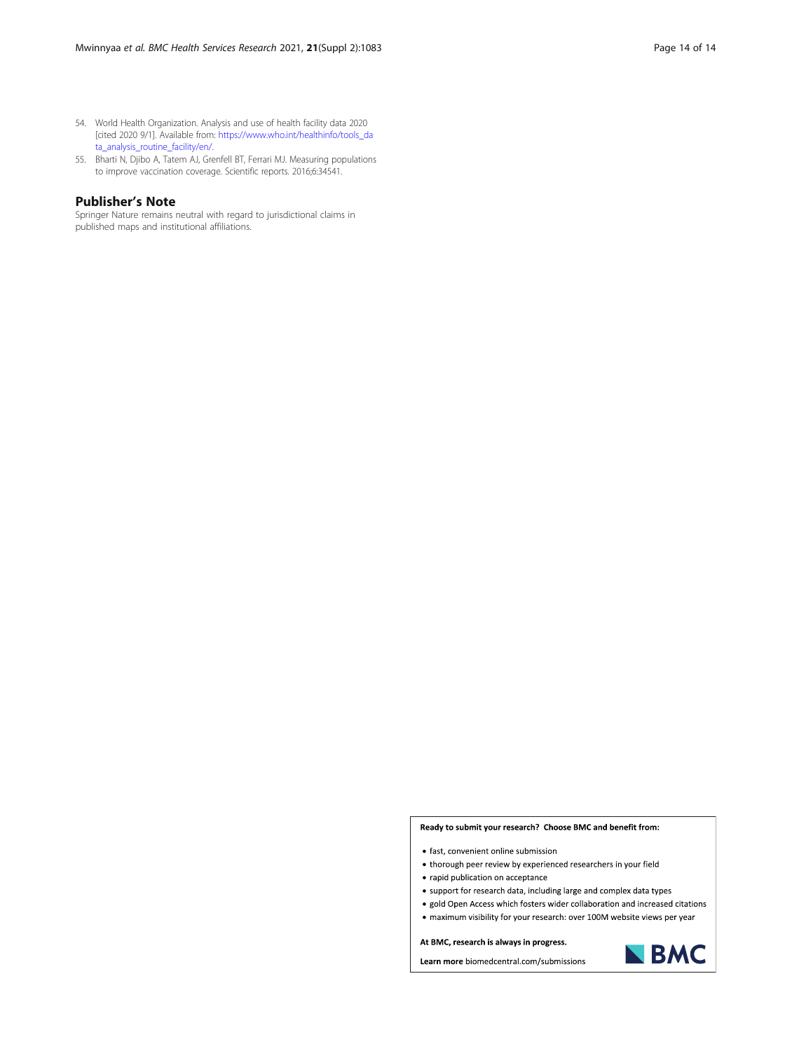54. World Health Organization. Analysis and use of health facility data 2020 [cited 2020 9/1]. Available from: https://www.who.int/healthinfo/tools_data_analysis_routine_facility/en/.
55. Bharti N, Djibo A, Tatem AJ, Grenfell BT, Ferrari MJ. Measuring populations to improve vaccination coverage. Scientific reports. 2016;6:34541.

## Publisher's Note

Springer Nature remains neutral with regard to jurisdictional claims in published maps and institutional affiliations.

**Ready to submit your research? Choose BMC and benefit from:**

- fast, convenient online submission
- thorough peer review by experienced researchers in your field
- rapid publication on acceptance
- support for research data, including large and complex data types
- gold Open Access which fosters wider collaboration and increased citations
- maximum visibility for your research: over 100M website views per year

**At BMC, research is always in progress.**

**Learn more** biomedcentral.com/submissions

BMC